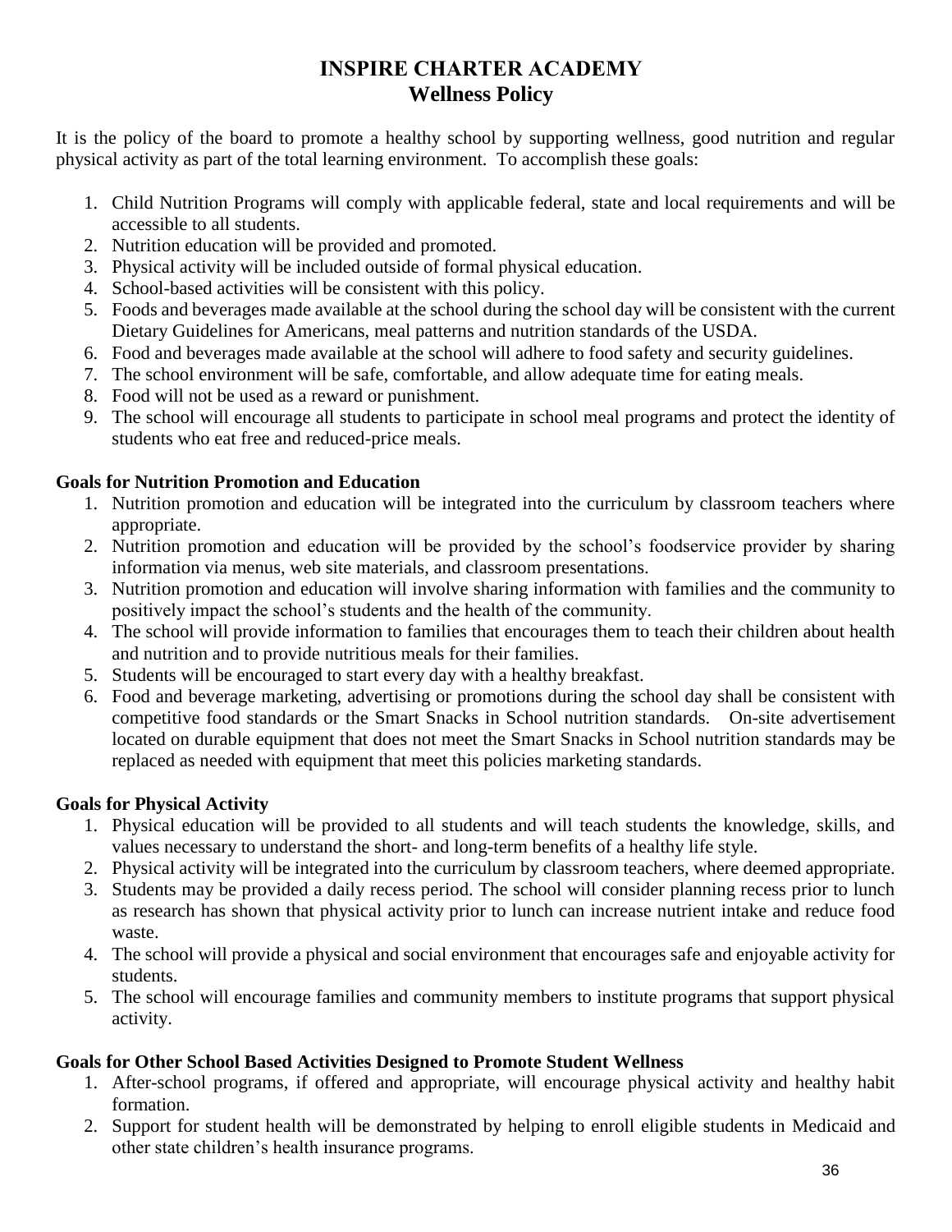# INSPIRE CHARTER ACADEMY
## Wellness Policy

It is the policy of the board to promote a healthy school by supporting wellness, good nutrition and regular physical activity as part of the total learning environment. To accomplish these goals:

1. Child Nutrition Programs will comply with applicable federal, state and local requirements and will be accessible to all students.
2. Nutrition education will be provided and promoted.
3. Physical activity will be included outside of formal physical education.
4. School-based activities will be consistent with this policy.
5. Foods and beverages made available at the school during the school day will be consistent with the current Dietary Guidelines for Americans, meal patterns and nutrition standards of the USDA.
6. Food and beverages made available at the school will adhere to food safety and security guidelines.
7. The school environment will be safe, comfortable, and allow adequate time for eating meals.
8. Food will not be used as a reward or punishment.
9. The school will encourage all students to participate in school meal programs and protect the identity of students who eat free and reduced-price meals.

**Goals for Nutrition Promotion and Education**

1. Nutrition promotion and education will be integrated into the curriculum by classroom teachers where appropriate.
2. Nutrition promotion and education will be provided by the school's foodservice provider by sharing information via menus, web site materials, and classroom presentations.
3. Nutrition promotion and education will involve sharing information with families and the community to positively impact the school's students and the health of the community.
4. The school will provide information to families that encourages them to teach their children about health and nutrition and to provide nutritious meals for their families.
5. Students will be encouraged to start every day with a healthy breakfast.
6. Food and beverage marketing, advertising or promotions during the school day shall be consistent with competitive food standards or the Smart Snacks in School nutrition standards. On-site advertisement located on durable equipment that does not meet the Smart Snacks in School nutrition standards may be replaced as needed with equipment that meet this policies marketing standards.

**Goals for Physical Activity**

1. Physical education will be provided to all students and will teach students the knowledge, skills, and values necessary to understand the short- and long-term benefits of a healthy life style.
2. Physical activity will be integrated into the curriculum by classroom teachers, where deemed appropriate.
3. Students may be provided a daily recess period. The school will consider planning recess prior to lunch as research has shown that physical activity prior to lunch can increase nutrient intake and reduce food waste.
4. The school will provide a physical and social environment that encourages safe and enjoyable activity for students.
5. The school will encourage families and community members to institute programs that support physical activity.

**Goals for Other School Based Activities Designed to Promote Student Wellness**

1. After-school programs, if offered and appropriate, will encourage physical activity and healthy habit formation.
2. Support for student health will be demonstrated by helping to enroll eligible students in Medicaid and other state children's health insurance programs.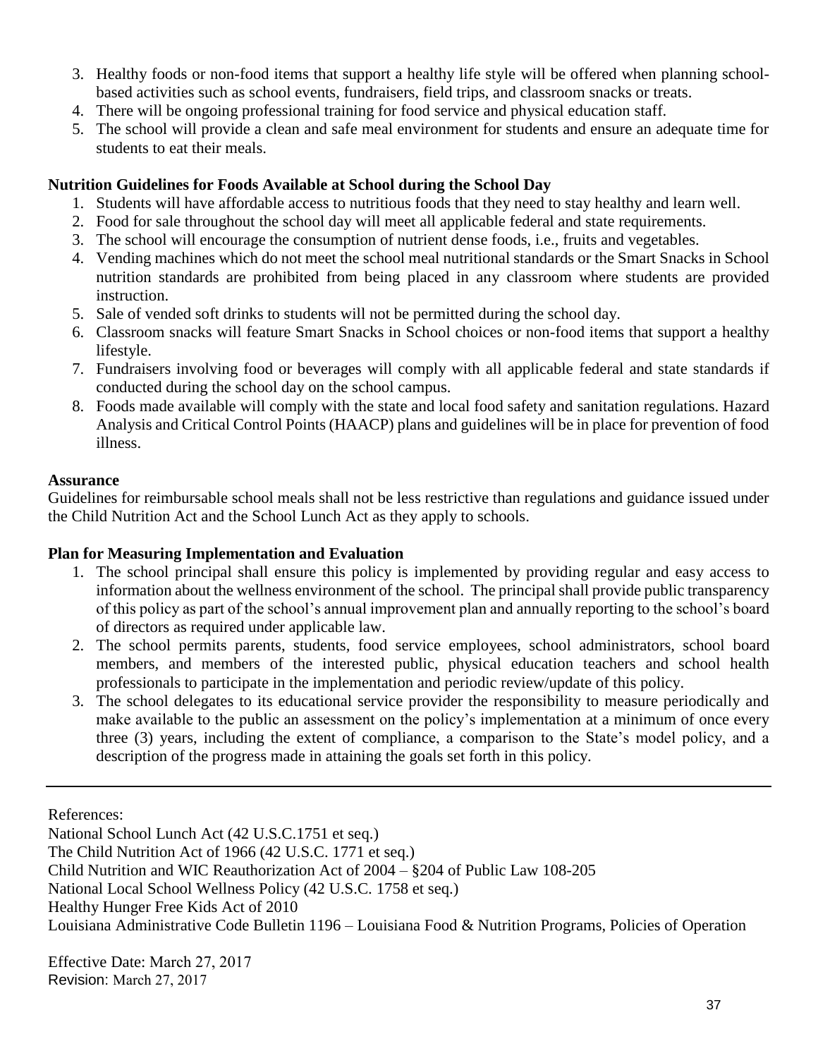3. Healthy foods or non-food items that support a healthy life style will be offered when planning school-based activities such as school events, fundraisers, field trips, and classroom snacks or treats.
4. There will be ongoing professional training for food service and physical education staff.
5. The school will provide a clean and safe meal environment for students and ensure an adequate time for students to eat their meals.

**Nutrition Guidelines for Foods Available at School during the School Day**

1. Students will have affordable access to nutritious foods that they need to stay healthy and learn well.
2. Food for sale throughout the school day will meet all applicable federal and state requirements.
3. The school will encourage the consumption of nutrient dense foods, i.e., fruits and vegetables.
4. Vending machines which do not meet the school meal nutritional standards or the Smart Snacks in School nutrition standards are prohibited from being placed in any classroom where students are provided instruction.
5. Sale of vended soft drinks to students will not be permitted during the school day.
6. Classroom snacks will feature Smart Snacks in School choices or non-food items that support a healthy lifestyle.
7. Fundraisers involving food or beverages will comply with all applicable federal and state standards if conducted during the school day on the school campus.
8. Foods made available will comply with the state and local food safety and sanitation regulations. Hazard Analysis and Critical Control Points (HAACP) plans and guidelines will be in place for prevention of food illness.

**Assurance**

Guidelines for reimbursable school meals shall not be less restrictive than regulations and guidance issued under the Child Nutrition Act and the School Lunch Act as they apply to schools.

**Plan for Measuring Implementation and Evaluation**

1. The school principal shall ensure this policy is implemented by providing regular and easy access to information about the wellness environment of the school. The principal shall provide public transparency of this policy as part of the school's annual improvement plan and annually reporting to the school's board of directors as required under applicable law.
2. The school permits parents, students, food service employees, school administrators, school board members, and members of the interested public, physical education teachers and school health professionals to participate in the implementation and periodic review/update of this policy.
3. The school delegates to its educational service provider the responsibility to measure periodically and make available to the public an assessment on the policy's implementation at a minimum of once every three (3) years, including the extent of compliance, a comparison to the State's model policy, and a description of the progress made in attaining the goals set forth in this policy.

---

References:
National School Lunch Act (42 U.S.C.1751 et seq.)
The Child Nutrition Act of 1966 (42 U.S.C. 1771 et seq.)
Child Nutrition and WIC Reauthorization Act of 2004 – §204 of Public Law 108-205
National Local School Wellness Policy (42 U.S.C. 1758 et seq.)
Healthy Hunger Free Kids Act of 2010
Louisiana Administrative Code Bulletin 1196 – Louisiana Food & Nutrition Programs, Policies of Operation

Effective Date: March 27, 2017
Revision: March 27, 2017